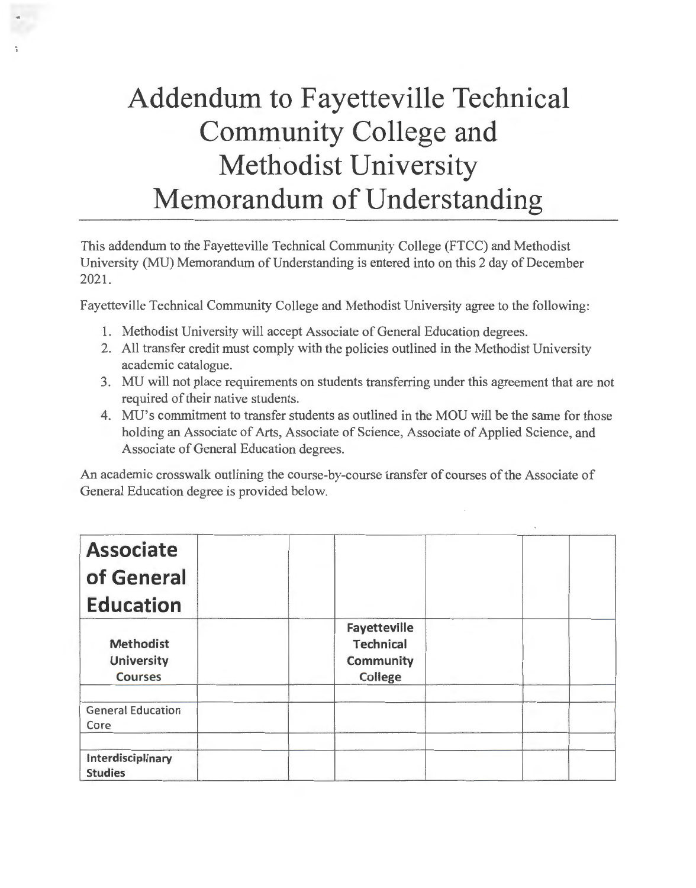# Addendum to Fayetteville Technical Community College and Methodist University Memorandum of Understanding

This addendum to the Fayetteville Technical Community College (FTCC) and Methodist University (MU) Memorandum of Understanding is entered into on this 2 day of December 2021.

Fayetteville Technical Community College and Methodist University agree to the following:

1. Methodist University will accept Associate of General Education degrees.
2. All transfer credit must comply with the policies outlined in the Methodist University academic catalogue.
3. MU will not place requirements on students transferring under this agreement that are not required of their native students.
4. MU's commitment to transfer students as outlined in the MOU will be the same for those holding an Associate of Arts, Associate of Science, Associate of Applied Science, and Associate of General Education degrees.

An academic crosswalk outlining the course-by-course transfer of courses of the Associate of General Education degree is provided below.

| **Associate of General Education** | | | | | | |
|---|---|---|---|---|---|---|
| **Methodist University Courses** | | | **Fayetteville Technical Community College** | | | |
| | | | | | | |
| General Education Core | | | | | | |
| | | | | | | |
| **Interdisciplinary Studies** | | | | | | |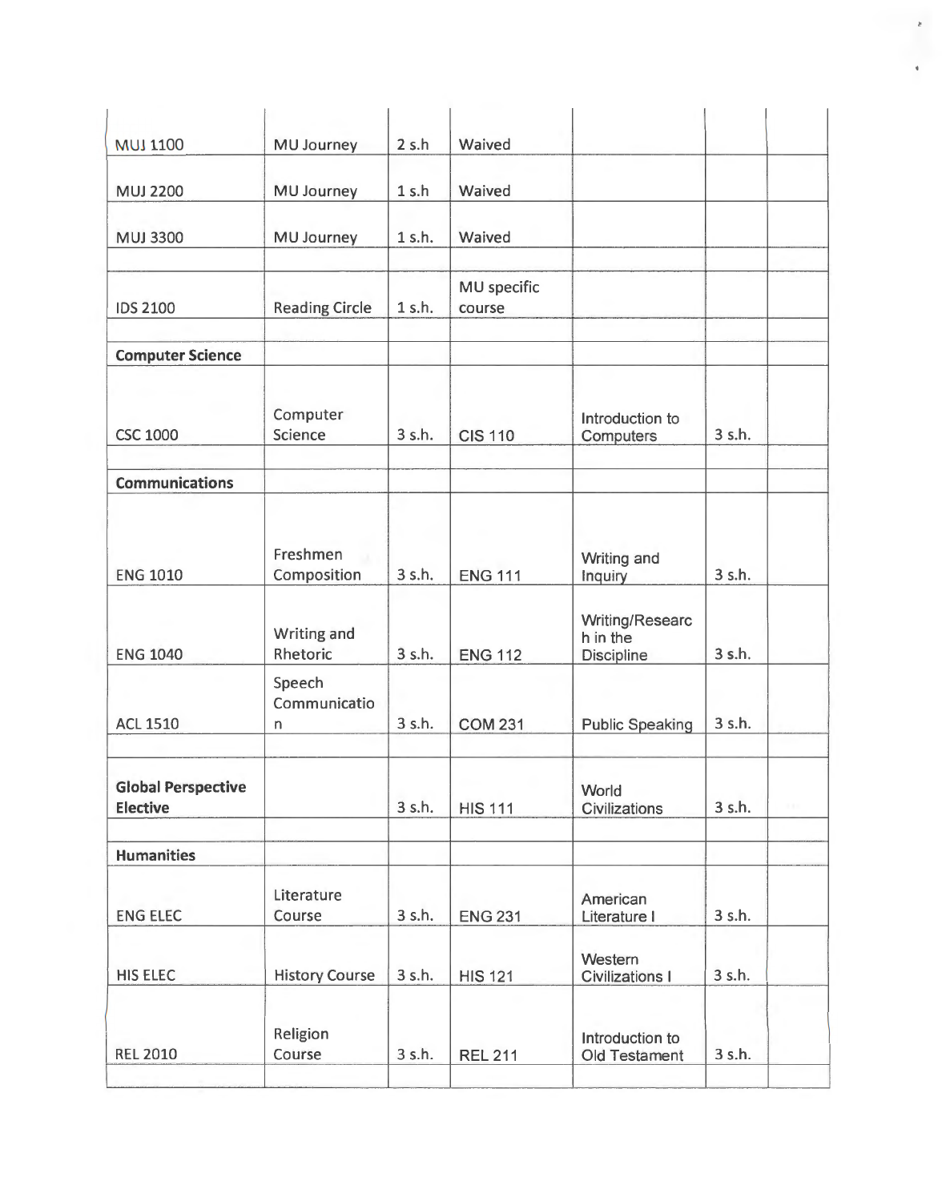| | | | | | | |
|---|---|---|---|---|---|---|
| MUJ 1100 | MU Journey | 2 s.h | Waived | | | |
| MUJ 2200 | MU Journey | 1 s.h | Waived | | | |
| MUJ 3300 | MU Journey | 1 s.h. | Waived | | | |
| | | | | | | |
| IDS 2100 | Reading Circle | 1 s.h. | MU specific course | | | |
| | | | | | | |
| **Computer Science** | | | | | | |
| CSC 1000 | Computer Science | 3 s.h. | CIS 110 | Introduction to Computers | 3 s.h. | |
| | | | | | | |
| **Communications** | | | | | | |
| ENG 1010 | Freshmen Composition | 3 s.h. | ENG 111 | Writing and Inquiry | 3 s.h. | |
| ENG 1040 | Writing and Rhetoric | 3 s.h. | ENG 112 | Writing/Research in the Discipline | 3 s.h. | |
| ACL 1510 | Speech Communication | 3 s.h. | COM 231 | Public Speaking | 3 s.h. | |
| | | | | | | |
| **Global Perspective Elective** | | 3 s.h. | HIS 111 | World Civilizations | 3 s.h. | |
| | | | | | | |
| **Humanities** | | | | | | |
| ENG ELEC | Literature Course | 3 s.h. | ENG 231 | American Literature I | 3 s.h. | |
| HIS ELEC | History Course | 3 s.h. | HIS 121 | Western Civilizations I | 3 s.h. | |
| REL 2010 | Religion Course | 3 s.h. | REL 211 | Introduction to Old Testament | 3 s.h. | |
| | | | | | | |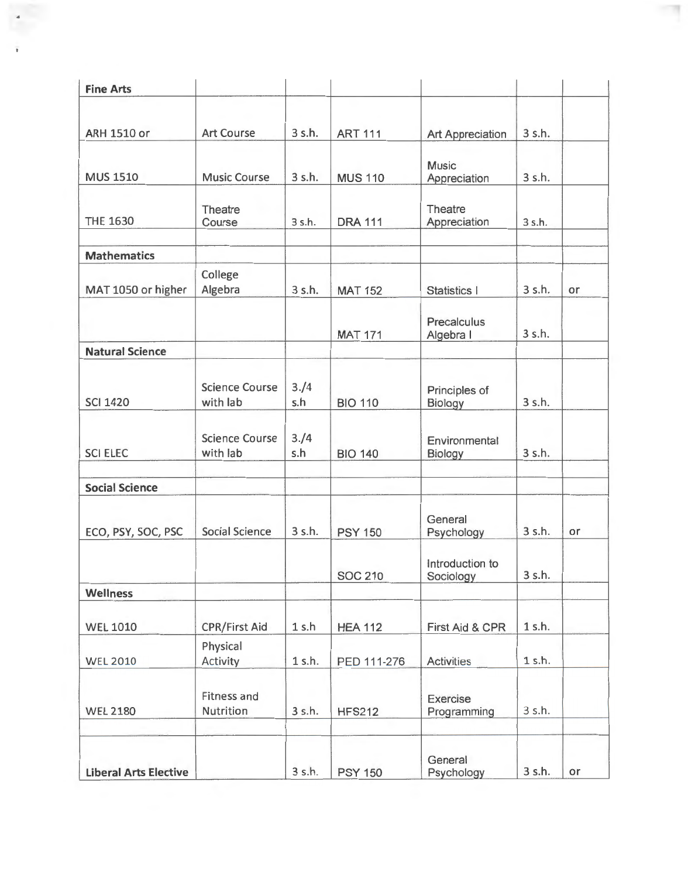| Fine Arts | | | | | | |
|---|---|---|---|---|---|---|
| ARH 1510 or | Art Course | 3 s.h. | ART 111 | Art Appreciation | 3 s.h. | |
| MUS 1510 | Music Course | 3 s.h. | MUS 110 | Music Appreciation | 3 s.h. | |
| THE 1630 | Theatre Course | 3 s.h. | DRA 111 | Theatre Appreciation | 3 s.h. | |
| | | | | | | |
| **Mathematics** | | | | | | |
| MAT 1050 or higher | College Algebra | 3 s.h. | MAT 152 | Statistics I | 3 s.h. | or |
| | | | MAT 171 | Precalculus Algebra I | 3 s.h. | |
| **Natural Science** | | | | | | |
| SCI 1420 | Science Course with lab | 3./4 s.h | BIO 110 | Principles of Biology | 3 s.h. | |
| SCI ELEC | Science Course with lab | 3./4 s.h | BIO 140 | Environmental Biology | 3 s.h. | |
| | | | | | | |
| **Social Science** | | | | | | |
| ECO, PSY, SOC, PSC | Social Science | 3 s.h. | PSY 150 | General Psychology | 3 s.h. | or |
| | | | SOC 210 | Introduction to Sociology | 3 s.h. | |
| **Wellness** | | | | | | |
| WEL 1010 | CPR/First Aid | 1 s.h | HEA 112 | First Aid & CPR | 1 s.h. | |
| WEL 2010 | Physical Activity | 1 s.h. | PED 111-276 | Activities | 1 s.h. | |
| WEL 2180 | Fitness and Nutrition | 3 s.h. | HFS212 | Exercise Programming | 3 s.h. | |
| | | | | | | |
| **Liberal Arts Elective** | | 3 s.h. | PSY 150 | General Psychology | 3 s.h. | or |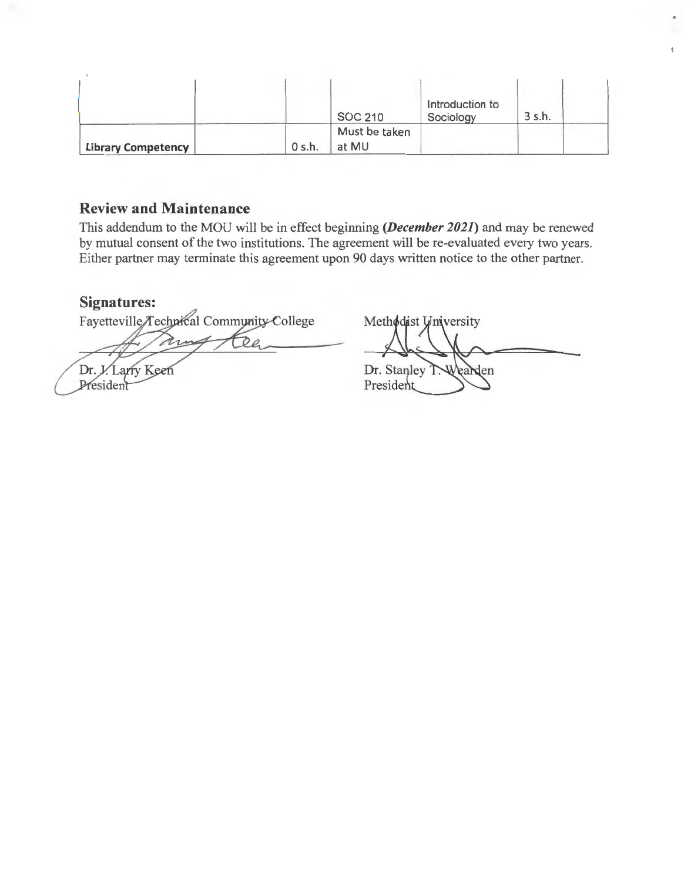| | | | | | | |
|---|---|---|---|---|---|---|
| | | | SOC 210 | Introduction to Sociology | 3 s.h. | |
| **Library Competency** | | 0 s.h. | Must be taken at MU | | | |

## Review and Maintenance

This addendum to the MOU will be in effect beginning ***(December 2021)*** and may be renewed by mutual consent of the two institutions. The agreement will be re-evaluated every two years. Either partner may terminate this agreement upon 90 days written notice to the other partner.

## Signatures:

Fayetteville Technical Community College

Dr. J. Larry Keen
President

Methodist University

Dr. Stanley T. Wearden
President